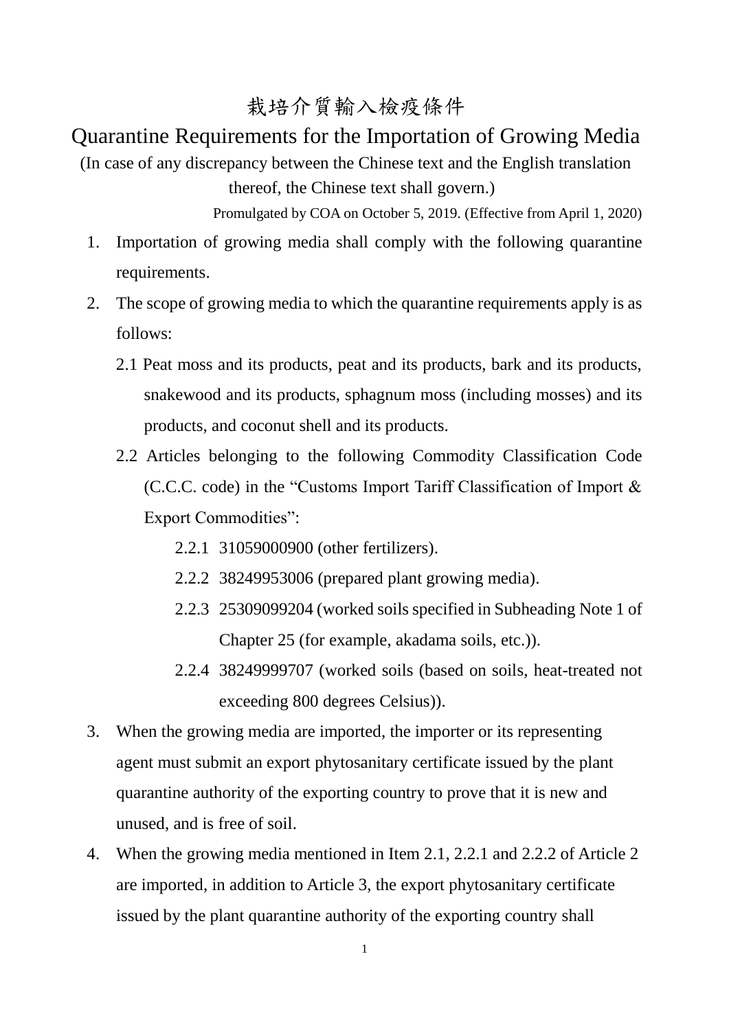# 栽培介質輸入檢疫條件

# Quarantine Requirements for the Importation of Growing Media

(In case of any discrepancy between the Chinese text and the English translation thereof, the Chinese text shall govern.)

Promulgated by COA on October 5, 2019. (Effective from April 1, 2020)

1. Importation of growing media shall comply with the following quarantine requirements.
2. The scope of growing media to which the quarantine requirements apply is as follows:
   - 2.1 Peat moss and its products, peat and its products, bark and its products, snakewood and its products, sphagnum moss (including mosses) and its products, and coconut shell and its products.
   - 2.2 Articles belonging to the following Commodity Classification Code (C.C.C. code) in the "Customs Import Tariff Classification of Import & Export Commodities":
     - 2.2.1 31059000900 (other fertilizers).
     - 2.2.2 38249953006 (prepared plant growing media).
     - 2.2.3 25309099204 (worked soils specified in Subheading Note 1 of Chapter 25 (for example, akadama soils, etc.)).
     - 2.2.4 38249999707 (worked soils (based on soils, heat-treated not exceeding 800 degrees Celsius)).
3. When the growing media are imported, the importer or its representing agent must submit an export phytosanitary certificate issued by the plant quarantine authority of the exporting country to prove that it is new and unused, and is free of soil.
4. When the growing media mentioned in Item 2.1, 2.2.1 and 2.2.2 of Article 2 are imported, in addition to Article 3, the export phytosanitary certificate issued by the plant quarantine authority of the exporting country shall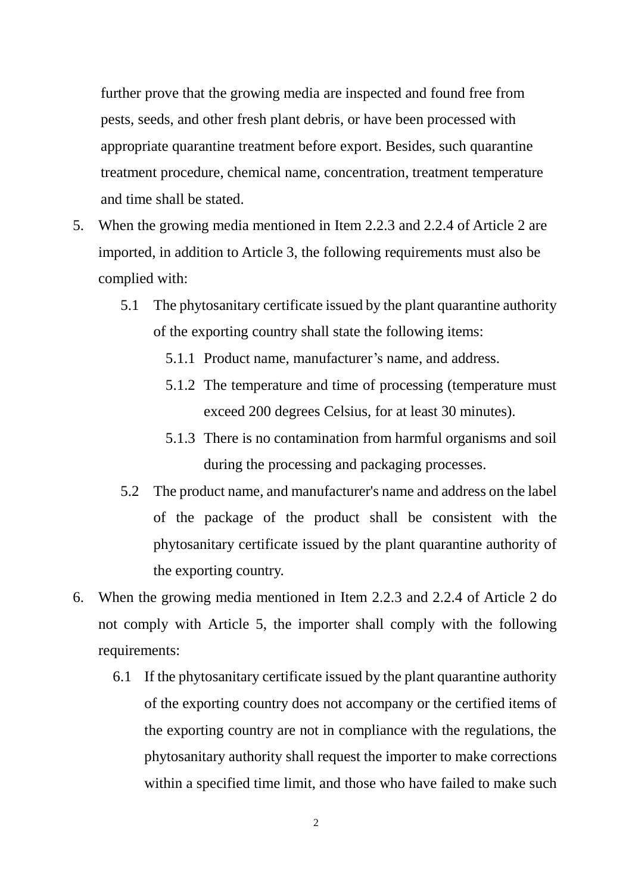further prove that the growing media are inspected and found free from pests, seeds, and other fresh plant debris, or have been processed with appropriate quarantine treatment before export. Besides, such quarantine treatment procedure, chemical name, concentration, treatment temperature and time shall be stated.

5. When the growing media mentioned in Item 2.2.3 and 2.2.4 of Article 2 are imported, in addition to Article 3, the following requirements must also be complied with:
   - 5.1 The phytosanitary certificate issued by the plant quarantine authority of the exporting country shall state the following items:
     - 5.1.1 Product name, manufacturer’s name, and address.
     - 5.1.2 The temperature and time of processing (temperature must exceed 200 degrees Celsius, for at least 30 minutes).
     - 5.1.3 There is no contamination from harmful organisms and soil during the processing and packaging processes.
   - 5.2 The product name, and manufacturer's name and address on the label of the package of the product shall be consistent with the phytosanitary certificate issued by the plant quarantine authority of the exporting country.
6. When the growing media mentioned in Item 2.2.3 and 2.2.4 of Article 2 do not comply with Article 5, the importer shall comply with the following requirements:
   - 6.1 If the phytosanitary certificate issued by the plant quarantine authority of the exporting country does not accompany or the certified items of the exporting country are not in compliance with the regulations, the phytosanitary authority shall request the importer to make corrections within a specified time limit, and those who have failed to make such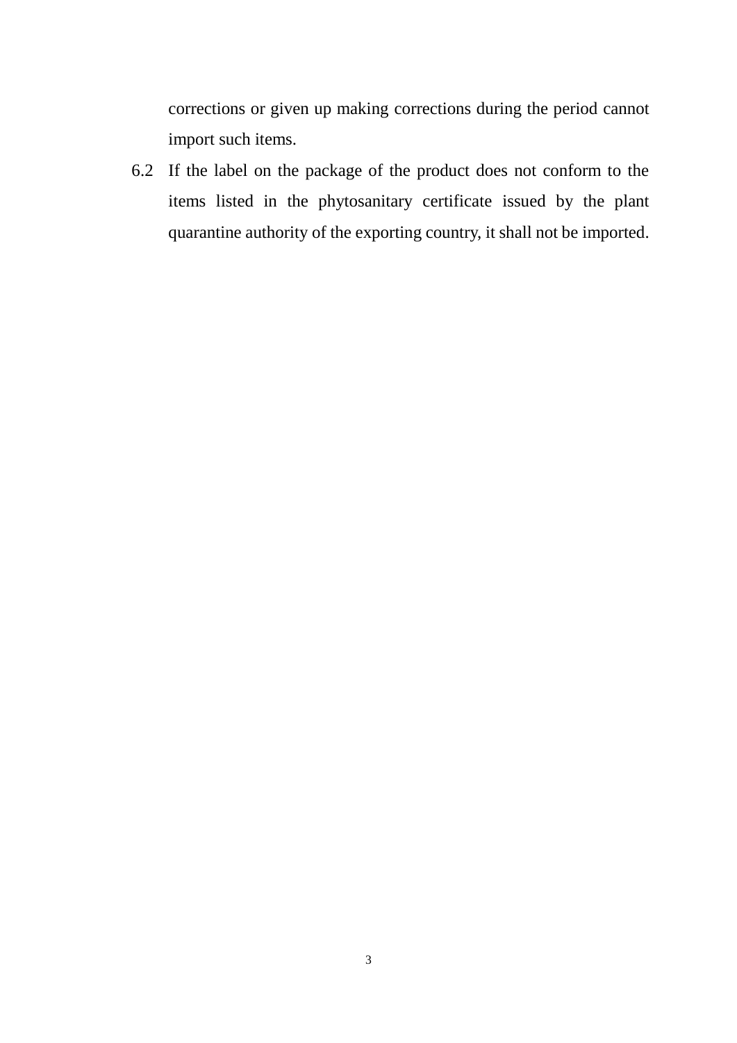corrections or given up making corrections during the period cannot import such items.

6.2 If the label on the package of the product does not conform to the items listed in the phytosanitary certificate issued by the plant quarantine authority of the exporting country, it shall not be imported.